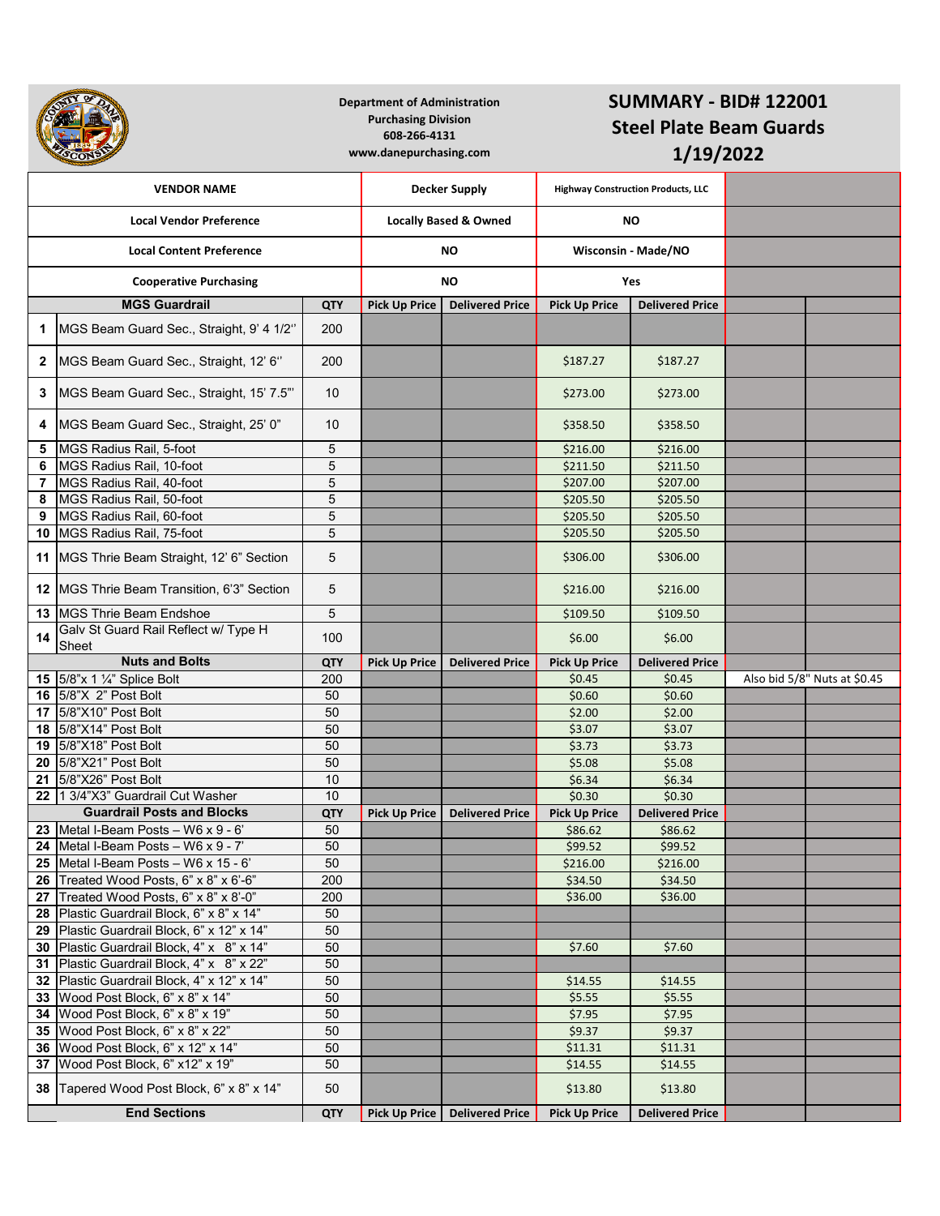Department of Administration
Purchasing Division
608-266-4131
www.danepurchasing.com

# SUMMARY - BID# 122001
# Steel Plate Beam Guards
# 1/19/2022

| | VENDOR NAME | | Decker Supply | | Highway Construction Products, LLC | | | |
|---|---|---|---|---|---|---|---|---|
| | Local Vendor Preference | | Locally Based & Owned | | NO | | | |
| | Local Content Preference | | NO | | Wisconsin - Made/NO | | | |
| | Cooperative Purchasing | | NO | | Yes | | | |
| | **MGS Guardrail** | **QTY** | **Pick Up Price** | **Delivered Price** | **Pick Up Price** | **Delivered Price** | | |
| 1 | MGS Beam Guard Sec., Straight, 9' 4 1/2'' | 200 | | | | | | |
| 2 | MGS Beam Guard Sec., Straight, 12' 6'' | 200 | | | $187.27 | $187.27 | | |
| 3 | MGS Beam Guard Sec., Straight, 15' 7.5"' | 10 | | | $273.00 | $273.00 | | |
| 4 | MGS Beam Guard Sec., Straight, 25' 0" | 10 | | | $358.50 | $358.50 | | |
| 5 | MGS Radius Rail, 5-foot | 5 | | | $216.00 | $216.00 | | |
| 6 | MGS Radius Rail, 10-foot | 5 | | | $211.50 | $211.50 | | |
| 7 | MGS Radius Rail, 40-foot | 5 | | | $207.00 | $207.00 | | |
| 8 | MGS Radius Rail, 50-foot | 5 | | | $205.50 | $205.50 | | |
| 9 | MGS Radius Rail, 60-foot | 5 | | | $205.50 | $205.50 | | |
| 10 | MGS Radius Rail, 75-foot | 5 | | | $205.50 | $205.50 | | |
| 11 | MGS Thrie Beam Straight, 12' 6" Section | 5 | | | $306.00 | $306.00 | | |
| 12 | MGS Thrie Beam Transition, 6'3" Section | 5 | | | $216.00 | $216.00 | | |
| 13 | MGS Thrie Beam Endshoe | 5 | | | $109.50 | $109.50 | | |
| 14 | Galv St Guard Rail Reflect w/ Type H Sheet | 100 | | | $6.00 | $6.00 | | |
| | **Nuts and Bolts** | **QTY** | **Pick Up Price** | **Delivered Price** | **Pick Up Price** | **Delivered Price** | | |
| 15 | 5/8"x 1 ¼" Splice Bolt | 200 | | | $0.45 | $0.45 | Also bid 5/8" Nuts at $0.45 | |
| 16 | 5/8"X 2" Post Bolt | 50 | | | $0.60 | $0.60 | | |
| 17 | 5/8"X10" Post Bolt | 50 | | | $2.00 | $2.00 | | |
| 18 | 5/8"X14" Post Bolt | 50 | | | $3.07 | $3.07 | | |
| 19 | 5/8"X18" Post Bolt | 50 | | | $3.73 | $3.73 | | |
| 20 | 5/8"X21" Post Bolt | 50 | | | $5.08 | $5.08 | | |
| 21 | 5/8"X26" Post Bolt | 10 | | | $6.34 | $6.34 | | |
| 22 | 1 3/4"X3" Guardrail Cut Washer | 10 | | | $0.30 | $0.30 | | |
| | **Guardrail Posts and Blocks** | **QTY** | **Pick Up Price** | **Delivered Price** | **Pick Up Price** | **Delivered Price** | | |
| 23 | Metal I-Beam Posts – W6 x 9 - 6' | 50 | | | $86.62 | $86.62 | | |
| 24 | Metal I-Beam Posts – W6 x 9 - 7' | 50 | | | $99.52 | $99.52 | | |
| 25 | Metal I-Beam Posts – W6 x 15 - 6' | 50 | | | $216.00 | $216.00 | | |
| 26 | Treated Wood Posts, 6" x 8" x 6'-6" | 200 | | | $34.50 | $34.50 | | |
| 27 | Treated Wood Posts, 6" x 8" x 8'-0" | 200 | | | $36.00 | $36.00 | | |
| 28 | Plastic Guardrail Block, 6" x 8" x 14" | 50 | | | | | | |
| 29 | Plastic Guardrail Block, 6" x 12" x 14" | 50 | | | | | | |
| 30 | Plastic Guardrail Block, 4" x 8" x 14" | 50 | | | $7.60 | $7.60 | | |
| 31 | Plastic Guardrail Block, 4" x 8" x 22" | 50 | | | | | | |
| 32 | Plastic Guardrail Block, 4" x 12" x 14" | 50 | | | $14.55 | $14.55 | | |
| 33 | Wood Post Block, 6" x 8" x 14" | 50 | | | $5.55 | $5.55 | | |
| 34 | Wood Post Block, 6" x 8" x 19" | 50 | | | $7.95 | $7.95 | | |
| 35 | Wood Post Block, 6" x 8" x 22" | 50 | | | $9.37 | $9.37 | | |
| 36 | Wood Post Block, 6" x 12" x 14" | 50 | | | $11.31 | $11.31 | | |
| 37 | Wood Post Block, 6" x12" x 19" | 50 | | | $14.55 | $14.55 | | |
| 38 | Tapered Wood Post Block, 6" x 8" x 14" | 50 | | | $13.80 | $13.80 | | |
| | **End Sections** | **QTY** | **Pick Up Price** | **Delivered Price** | **Pick Up Price** | **Delivered Price** | | |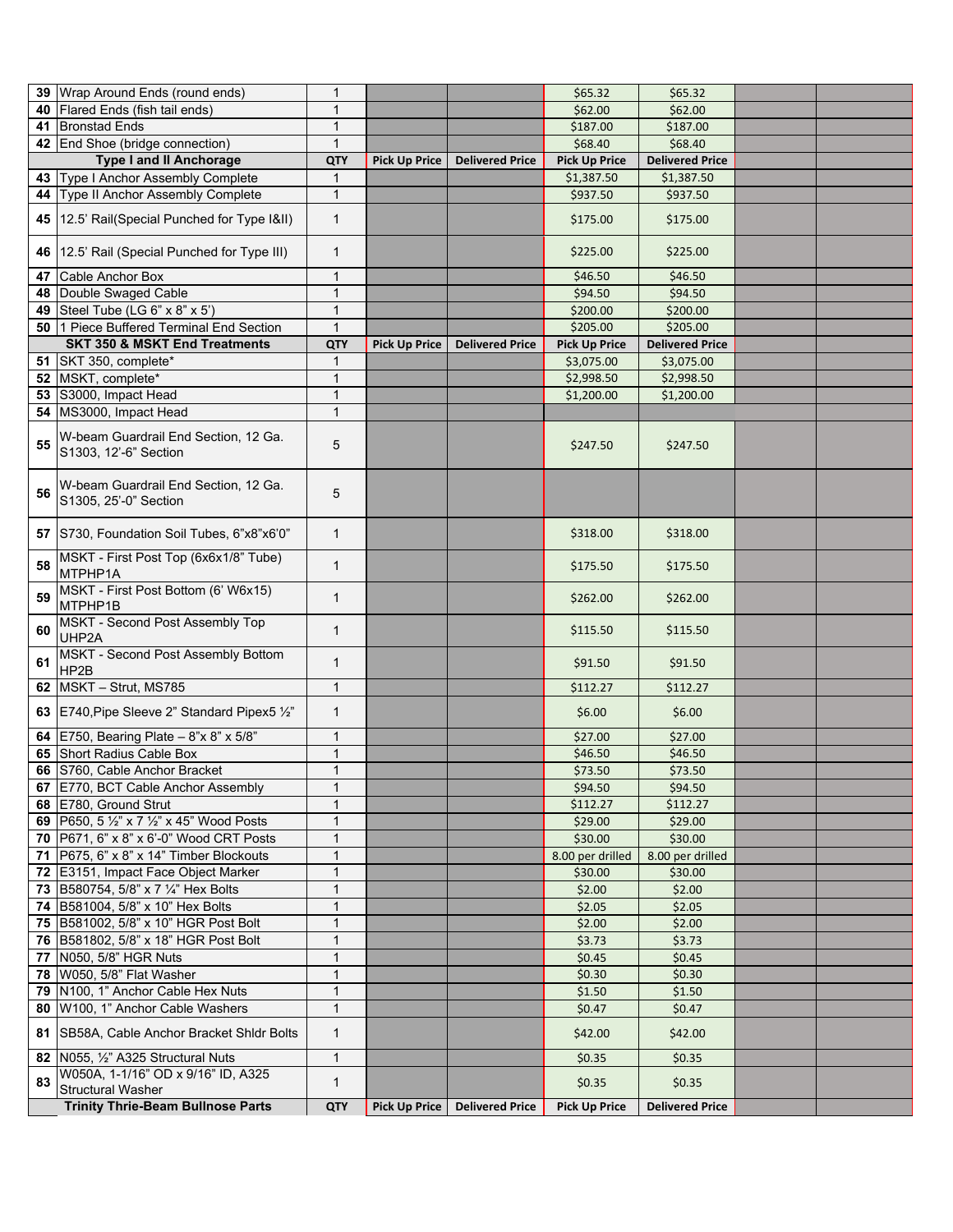| 39 | Wrap Around Ends (round ends) | 1 | | | $65.32 | $65.32 | | |
|---|---|---|---|---|---|---|---|---|
| 40 | Flared Ends (fish tail ends) | 1 | | | $62.00 | $62.00 | | |
| 41 | Bronstad Ends | 1 | | | $187.00 | $187.00 | | |
| 42 | End Shoe (bridge connection) | 1 | | | $68.40 | $68.40 | | |
| | **Type I and II Anchorage** | **QTY** | **Pick Up Price** | **Delivered Price** | **Pick Up Price** | **Delivered Price** | | |
| 43 | Type I Anchor Assembly Complete | 1 | | | $1,387.50 | $1,387.50 | | |
| 44 | Type II Anchor Assembly Complete | 1 | | | $937.50 | $937.50 | | |
| 45 | 12.5' Rail(Special Punched for Type I&II) | 1 | | | $175.00 | $175.00 | | |
| 46 | 12.5' Rail (Special Punched for Type III) | 1 | | | $225.00 | $225.00 | | |
| 47 | Cable Anchor Box | 1 | | | $46.50 | $46.50 | | |
| 48 | Double Swaged Cable | 1 | | | $94.50 | $94.50 | | |
| 49 | Steel Tube (LG 6" x 8" x 5') | 1 | | | $200.00 | $200.00 | | |
| 50 | 1 Piece Buffered Terminal End Section | 1 | | | $205.00 | $205.00 | | |
| | **SKT 350 & MSKT End Treatments** | **QTY** | **Pick Up Price** | **Delivered Price** | **Pick Up Price** | **Delivered Price** | | |
| 51 | SKT 350, complete* | 1 | | | $3,075.00 | $3,075.00 | | |
| 52 | MSKT, complete* | 1 | | | $2,998.50 | $2,998.50 | | |
| 53 | S3000, Impact Head | 1 | | | $1,200.00 | $1,200.00 | | |
| 54 | MS3000, Impact Head | 1 | | | | | | |
| 55 | W-beam Guardrail End Section, 12 Ga. S1303, 12'-6" Section | 5 | | | $247.50 | $247.50 | | |
| 56 | W-beam Guardrail End Section, 12 Ga. S1305, 25'-0" Section | 5 | | | | | | |
| 57 | S730, Foundation Soil Tubes, 6"x8"x6'0" | 1 | | | $318.00 | $318.00 | | |
| 58 | MSKT - First Post Top (6x6x1/8" Tube) MTPHP1A | 1 | | | $175.50 | $175.50 | | |
| 59 | MSKT - First Post Bottom (6' W6x15) MTPHP1B | 1 | | | $262.00 | $262.00 | | |
| 60 | MSKT - Second Post Assembly Top UHP2A | 1 | | | $115.50 | $115.50 | | |
| 61 | MSKT - Second Post Assembly Bottom HP2B | 1 | | | $91.50 | $91.50 | | |
| 62 | MSKT – Strut, MS785 | 1 | | | $112.27 | $112.27 | | |
| 63 | E740,Pipe Sleeve 2" Standard Pipex5 ½" | 1 | | | $6.00 | $6.00 | | |
| 64 | E750, Bearing Plate – 8"x 8" x 5/8" | 1 | | | $27.00 | $27.00 | | |
| 65 | Short Radius Cable Box | 1 | | | $46.50 | $46.50 | | |
| 66 | S760, Cable Anchor Bracket | 1 | | | $73.50 | $73.50 | | |
| 67 | E770, BCT Cable Anchor Assembly | 1 | | | $94.50 | $94.50 | | |
| 68 | E780, Ground Strut | 1 | | | $112.27 | $112.27 | | |
| 69 | P650, 5 ½" x 7 ½" x 45" Wood Posts | 1 | | | $29.00 | $29.00 | | |
| 70 | P671, 6" x 8" x 6'-0" Wood CRT Posts | 1 | | | $30.00 | $30.00 | | |
| 71 | P675, 6" x 8" x 14" Timber Blockouts | 1 | | | 8.00 per drilled | 8.00 per drilled | | |
| 72 | E3151, Impact Face Object Marker | 1 | | | $30.00 | $30.00 | | |
| 73 | B580754, 5/8" x 7 ¼" Hex Bolts | 1 | | | $2.00 | $2.00 | | |
| 74 | B581004, 5/8" x 10" Hex Bolts | 1 | | | $2.05 | $2.05 | | |
| 75 | B581002, 5/8" x 10" HGR Post Bolt | 1 | | | $2.00 | $2.00 | | |
| 76 | B581802, 5/8" x 18" HGR Post Bolt | 1 | | | $3.73 | $3.73 | | |
| 77 | N050, 5/8" HGR Nuts | 1 | | | $0.45 | $0.45 | | |
| 78 | W050, 5/8" Flat Washer | 1 | | | $0.30 | $0.30 | | |
| 79 | N100, 1" Anchor Cable Hex Nuts | 1 | | | $1.50 | $1.50 | | |
| 80 | W100, 1" Anchor Cable Washers | 1 | | | $0.47 | $0.47 | | |
| 81 | SB58A, Cable Anchor Bracket Shldr Bolts | 1 | | | $42.00 | $42.00 | | |
| 82 | N055, ½" A325 Structural Nuts | 1 | | | $0.35 | $0.35 | | |
| 83 | W050A, 1-1/16" OD x 9/16" ID, A325 Structural Washer | 1 | | | $0.35 | $0.35 | | |
| | **Trinity Thrie-Beam Bullnose Parts** | **QTY** | **Pick Up Price** | **Delivered Price** | **Pick Up Price** | **Delivered Price** | | |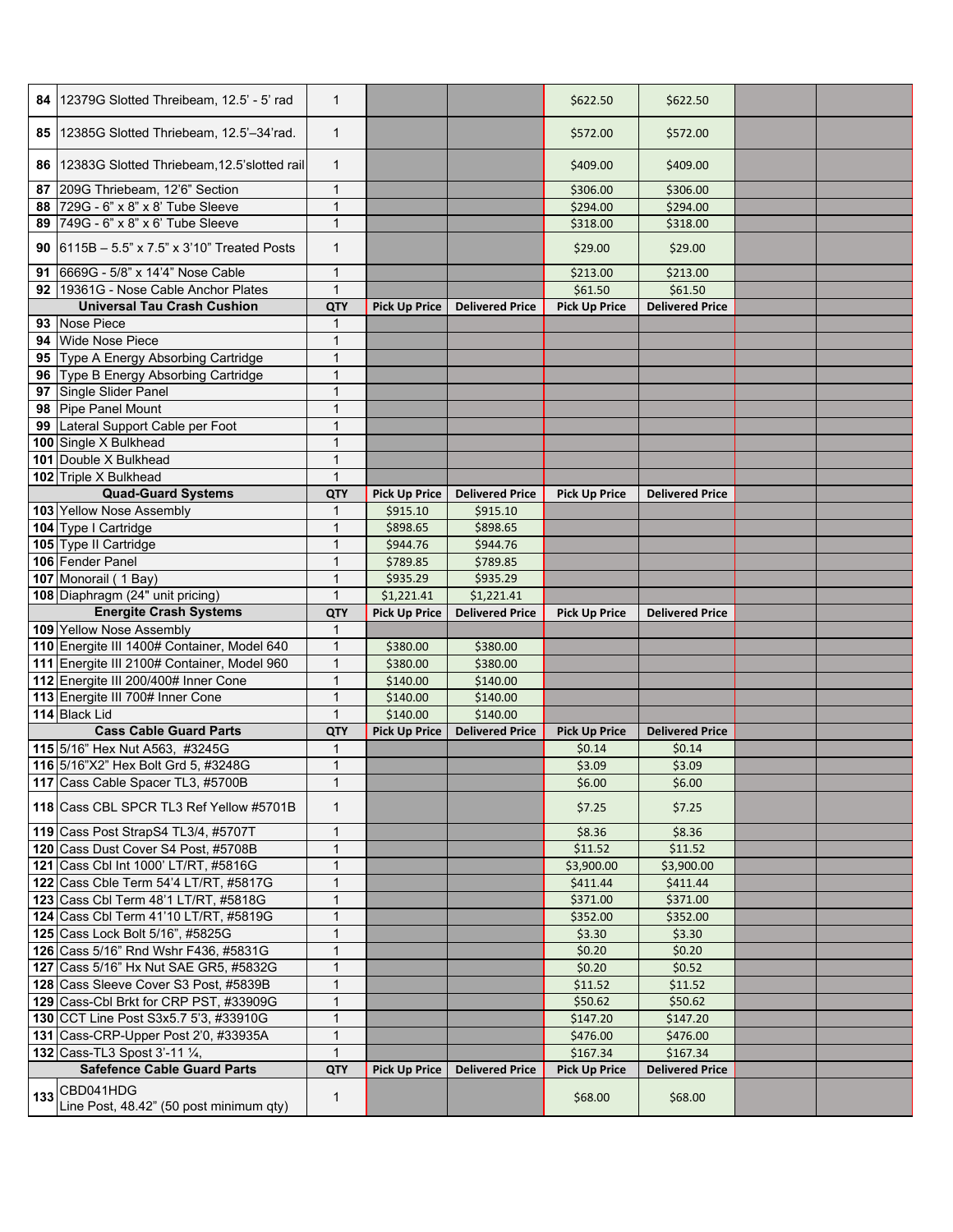| # | Item | QTY | | | | | | |
|---|---|---|---|---|---|---|---|---|
| 84 | 12379G Slotted Threibeam, 12.5' - 5' rad | 1 | | | $622.50 | $622.50 | | |
| 85 | 12385G Slotted Thriebeam, 12.5'–34'rad. | 1 | | | $572.00 | $572.00 | | |
| 86 | 12383G Slotted Thriebeam,12.5'slotted rail | 1 | | | $409.00 | $409.00 | | |
| 87 | 209G Thriebeam, 12'6" Section | 1 | | | $306.00 | $306.00 | | |
| 88 | 729G - 6" x 8" x 8' Tube Sleeve | 1 | | | $294.00 | $294.00 | | |
| 89 | 749G - 6" x 8" x 6' Tube Sleeve | 1 | | | $318.00 | $318.00 | | |
| 90 | 6115B – 5.5" x 7.5" x 3'10" Treated Posts | 1 | | | $29.00 | $29.00 | | |
| 91 | 6669G - 5/8" x 14'4" Nose Cable | 1 | | | $213.00 | $213.00 | | |
| 92 | 19361G - Nose Cable Anchor Plates | 1 | | | $61.50 | $61.50 | | |
| | **Universal Tau Crash Cushion** | **QTY** | **Pick Up Price** | **Delivered Price** | **Pick Up Price** | **Delivered Price** | | |
| 93 | Nose Piece | 1 | | | | | | |
| 94 | Wide Nose Piece | 1 | | | | | | |
| 95 | Type A Energy Absorbing Cartridge | 1 | | | | | | |
| 96 | Type B Energy Absorbing Cartridge | 1 | | | | | | |
| 97 | Single Slider Panel | 1 | | | | | | |
| 98 | Pipe Panel Mount | 1 | | | | | | |
| 99 | Lateral Support Cable per Foot | 1 | | | | | | |
| 100 | Single X Bulkhead | 1 | | | | | | |
| 101 | Double X Bulkhead | 1 | | | | | | |
| 102 | Triple X Bulkhead | 1 | | | | | | |
| | **Quad-Guard Systems** | **QTY** | **Pick Up Price** | **Delivered Price** | **Pick Up Price** | **Delivered Price** | | |
| 103 | Yellow Nose Assembly | 1 | $915.10 | $915.10 | | | | |
| 104 | Type I Cartridge | 1 | $898.65 | $898.65 | | | | |
| 105 | Type II Cartridge | 1 | $944.76 | $944.76 | | | | |
| 106 | Fender Panel | 1 | $789.85 | $789.85 | | | | |
| 107 | Monorail ( 1 Bay) | 1 | $935.29 | $935.29 | | | | |
| 108 | Diaphragm (24" unit pricing) | 1 | $1,221.41 | $1,221.41 | | | | |
| | **Energite Crash Systems** | **QTY** | **Pick Up Price** | **Delivered Price** | **Pick Up Price** | **Delivered Price** | | |
| 109 | Yellow Nose Assembly | 1 | | | | | | |
| 110 | Energite III 1400# Container, Model 640 | 1 | $380.00 | $380.00 | | | | |
| 111 | Energite III 2100# Container, Model 960 | 1 | $380.00 | $380.00 | | | | |
| 112 | Energite III 200/400# Inner Cone | 1 | $140.00 | $140.00 | | | | |
| 113 | Energite III 700# Inner Cone | 1 | $140.00 | $140.00 | | | | |
| 114 | Black Lid | 1 | $140.00 | $140.00 | | | | |
| | **Cass Cable Guard Parts** | **QTY** | **Pick Up Price** | **Delivered Price** | **Pick Up Price** | **Delivered Price** | | |
| 115 | 5/16" Hex Nut A563, #3245G | 1 | | | $0.14 | $0.14 | | |
| 116 | 5/16"X2" Hex Bolt Grd 5, #3248G | 1 | | | $3.09 | $3.09 | | |
| 117 | Cass Cable Spacer TL3, #5700B | 1 | | | $6.00 | $6.00 | | |
| 118 | Cass CBL SPCR TL3 Ref Yellow #5701B | 1 | | | $7.25 | $7.25 | | |
| 119 | Cass Post StrapS4 TL3/4, #5707T | 1 | | | $8.36 | $8.36 | | |
| 120 | Cass Dust Cover S4 Post, #5708B | 1 | | | $11.52 | $11.52 | | |
| 121 | Cass Cbl Int 1000' LT/RT, #5816G | 1 | | | $3,900.00 | $3,900.00 | | |
| 122 | Cass Cble Term 54'4 LT/RT, #5817G | 1 | | | $411.44 | $411.44 | | |
| 123 | Cass Cbl Term 48'1 LT/RT, #5818G | 1 | | | $371.00 | $371.00 | | |
| 124 | Cass Cbl Term 41'10 LT/RT, #5819G | 1 | | | $352.00 | $352.00 | | |
| 125 | Cass Lock Bolt 5/16", #5825G | 1 | | | $3.30 | $3.30 | | |
| 126 | Cass 5/16" Rnd Wshr F436, #5831G | 1 | | | $0.20 | $0.20 | | |
| 127 | Cass 5/16" Hx Nut SAE GR5, #5832G | 1 | | | $0.20 | $0.52 | | |
| 128 | Cass Sleeve Cover S3 Post, #5839B | 1 | | | $11.52 | $11.52 | | |
| 129 | Cass-Cbl Brkt for CRP PST, #33909G | 1 | | | $50.62 | $50.62 | | |
| 130 | CCT Line Post S3x5.7 5'3, #33910G | 1 | | | $147.20 | $147.20 | | |
| 131 | Cass-CRP-Upper Post 2'0, #33935A | 1 | | | $476.00 | $476.00 | | |
| 132 | Cass-TL3 Spost 3'-11 ¼, | 1 | | | $167.34 | $167.34 | | |
| | **Safefence Cable Guard Parts** | **QTY** | **Pick Up Price** | **Delivered Price** | **Pick Up Price** | **Delivered Price** | | |
| 133 | CBD041HDG Line Post, 48.42" (50 post minimum qty) | 1 | | | $68.00 | $68.00 | | |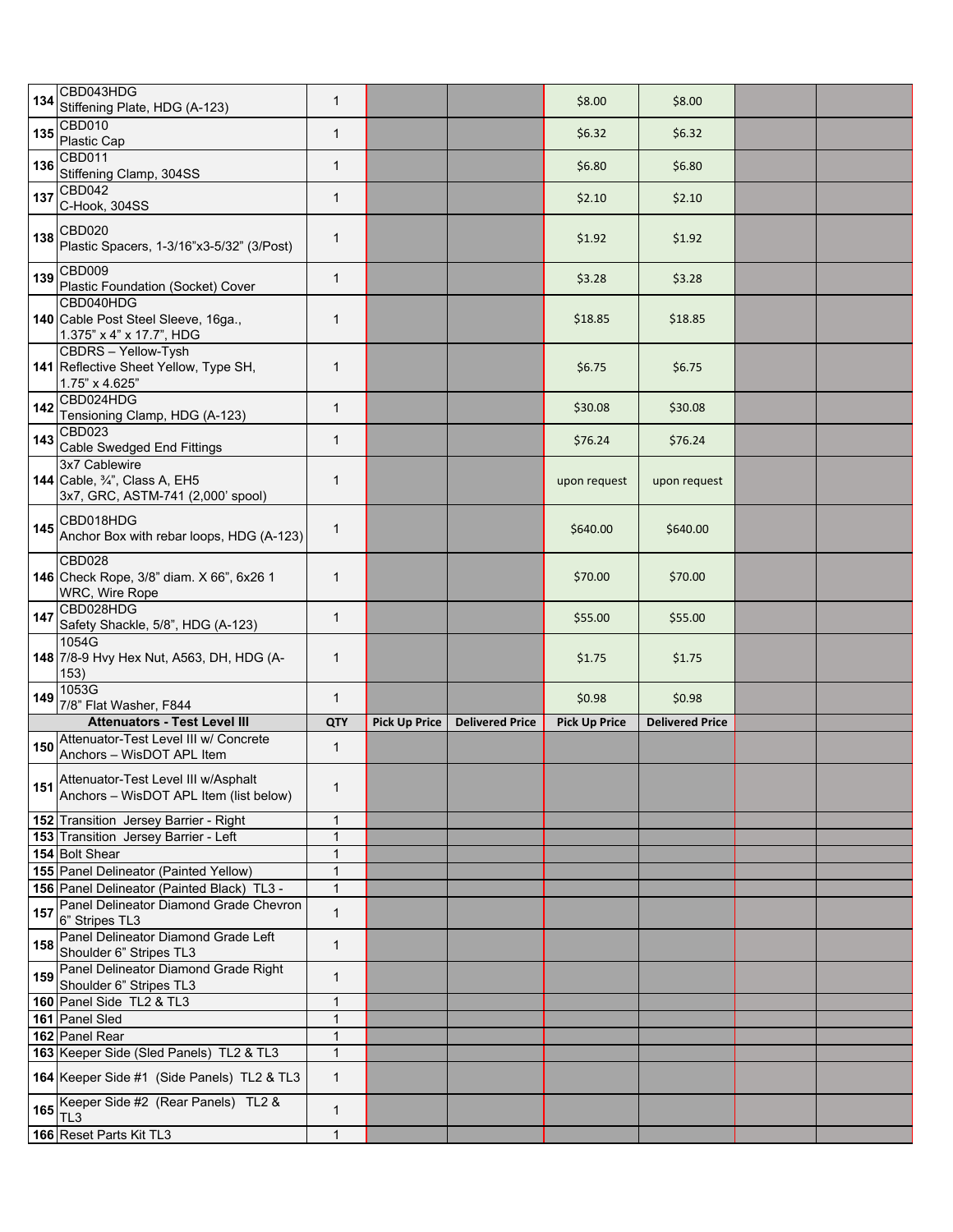| # | Item | QTY | | | | | | |
|---|---|---|---|---|---|---|---|---|
| 134 | CBD043HDG Stiffening Plate, HDG (A-123) | 1 | | | $8.00 | $8.00 | | |
| 135 | CBD010 Plastic Cap | 1 | | | $6.32 | $6.32 | | |
| 136 | CBD011 Stiffening Clamp, 304SS | 1 | | | $6.80 | $6.80 | | |
| 137 | CBD042 C-Hook, 304SS | 1 | | | $2.10 | $2.10 | | |
| 138 | CBD020 Plastic Spacers, 1-3/16"x3-5/32" (3/Post) | 1 | | | $1.92 | $1.92 | | |
| 139 | CBD009 Plastic Foundation (Socket) Cover | 1 | | | $3.28 | $3.28 | | |
| 140 | CBD040HDG Cable Post Steel Sleeve, 16ga., 1.375" x 4" x 17.7", HDG | 1 | | | $18.85 | $18.85 | | |
| 141 | CBDRS – Yellow-Tysh Reflective Sheet Yellow, Type SH, 1.75" x 4.625" | 1 | | | $6.75 | $6.75 | | |
| 142 | CBD024HDG Tensioning Clamp, HDG (A-123) | 1 | | | $30.08 | $30.08 | | |
| 143 | CBD023 Cable Swedged End Fittings | 1 | | | $76.24 | $76.24 | | |
| 144 | 3x7 Cablewire Cable, ¾", Class A, EH5 3x7, GRC, ASTM-741 (2,000' spool) | 1 | | | upon request | upon request | | |
| 145 | CBD018HDG Anchor Box with rebar loops, HDG (A-123) | 1 | | | $640.00 | $640.00 | | |
| 146 | CBD028 Check Rope, 3/8" diam. X 66", 6x26 1 WRC, Wire Rope | 1 | | | $70.00 | $70.00 | | |
| 147 | CBD028HDG Safety Shackle, 5/8", HDG (A-123) | 1 | | | $55.00 | $55.00 | | |
| 148 | 1054G 7/8-9 Hvy Hex Nut, A563, DH, HDG (A-153) | 1 | | | $1.75 | $1.75 | | |
| 149 | 1053G 7/8" Flat Washer, F844 | 1 | | | $0.98 | $0.98 | | |
| | **Attenuators - Test Level III** | **QTY** | **Pick Up Price** | **Delivered Price** | **Pick Up Price** | **Delivered Price** | | |
| 150 | Attenuator-Test Level III w/ Concrete Anchors – WisDOT APL Item | 1 | | | | | | |
| 151 | Attenuator-Test Level III w/Asphalt Anchors – WisDOT APL Item (list below) | 1 | | | | | | |
| 152 | Transition Jersey Barrier - Right | 1 | | | | | | |
| 153 | Transition Jersey Barrier - Left | 1 | | | | | | |
| 154 | Bolt Shear | 1 | | | | | | |
| 155 | Panel Delineator (Painted Yellow) | 1 | | | | | | |
| 156 | Panel Delineator (Painted Black) TL3 - | 1 | | | | | | |
| 157 | Panel Delineator Diamond Grade Chevron 6" Stripes TL3 | 1 | | | | | | |
| 158 | Panel Delineator Diamond Grade Left Shoulder 6" Stripes TL3 | 1 | | | | | | |
| 159 | Panel Delineator Diamond Grade Right Shoulder 6" Stripes TL3 | 1 | | | | | | |
| 160 | Panel Side TL2 & TL3 | 1 | | | | | | |
| 161 | Panel Sled | 1 | | | | | | |
| 162 | Panel Rear | 1 | | | | | | |
| 163 | Keeper Side (Sled Panels) TL2 & TL3 | 1 | | | | | | |
| 164 | Keeper Side #1 (Side Panels) TL2 & TL3 | 1 | | | | | | |
| 165 | Keeper Side #2 (Rear Panels) TL2 & TL3 | 1 | | | | | | |
| 166 | Reset Parts Kit TL3 | 1 | | | | | | |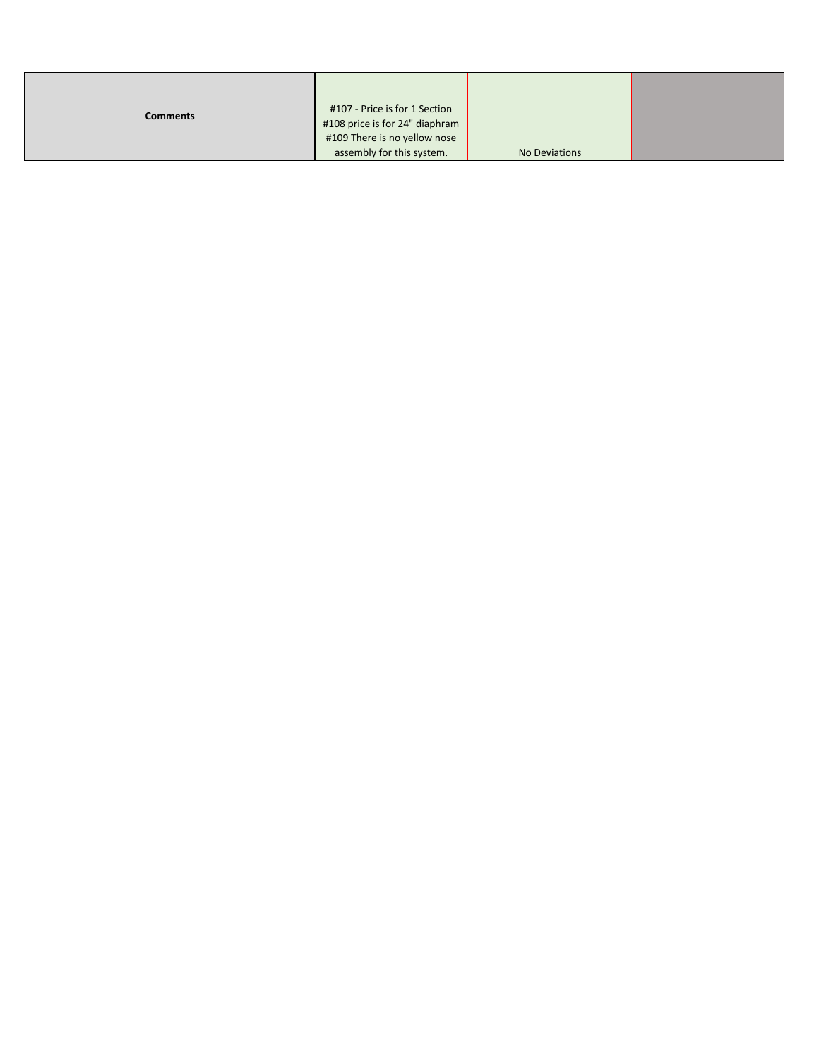| | | | |
|---|---|---|---|
| **Comments** | #107 - Price is for 1 Section<br>#108 price is for 24" diaphram<br>#109 There is no yellow nose assembly for this system. | No Deviations | |